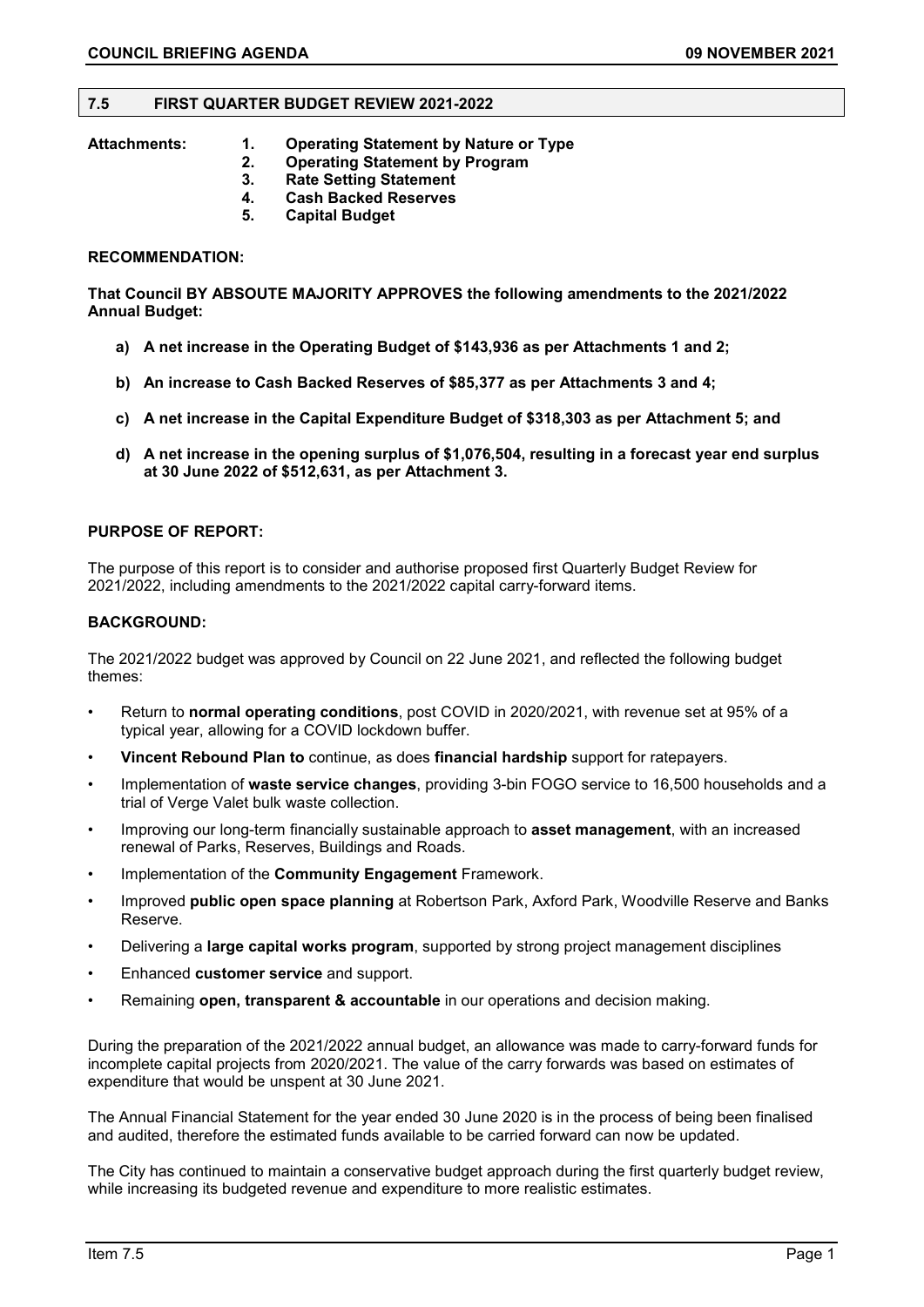## 7.5 FIRST QUARTER BUDGET REVIEW 2021-2022

**Attachments:**
1. **Operating Statement by Nature or Type**
2. **Operating Statement by Program**
3. **Rate Setting Statement**
4. **Cash Backed Reserves**
5. **Capital Budget**

**RECOMMENDATION:**

**That Council BY ABSOUTE MAJORITY APPROVES the following amendments to the 2021/2022 Annual Budget:**

- **a) A net increase in the Operating Budget of $143,936 as per Attachments 1 and 2;**
- **b) An increase to Cash Backed Reserves of $85,377 as per Attachments 3 and 4;**
- **c) A net increase in the Capital Expenditure Budget of $318,303 as per Attachment 5; and**
- **d) A net increase in the opening surplus of $1,076,504, resulting in a forecast year end surplus at 30 June 2022 of $512,631, as per Attachment 3.**

**PURPOSE OF REPORT:**

The purpose of this report is to consider and authorise proposed first Quarterly Budget Review for 2021/2022, including amendments to the 2021/2022 capital carry-forward items.

**BACKGROUND:**

The 2021/2022 budget was approved by Council on 22 June 2021, and reflected the following budget themes:

- Return to **normal operating conditions**, post COVID in 2020/2021, with revenue set at 95% of a typical year, allowing for a COVID lockdown buffer.
- **Vincent Rebound Plan to** continue, as does **financial hardship** support for ratepayers.
- Implementation of **waste service changes**, providing 3-bin FOGO service to 16,500 households and a trial of Verge Valet bulk waste collection.
- Improving our long-term financially sustainable approach to **asset management**, with an increased renewal of Parks, Reserves, Buildings and Roads.
- Implementation of the **Community Engagement** Framework.
- Improved **public open space planning** at Robertson Park, Axford Park, Woodville Reserve and Banks Reserve.
- Delivering a **large capital works program**, supported by strong project management disciplines
- Enhanced **customer service** and support.
- Remaining **open, transparent & accountable** in our operations and decision making.

During the preparation of the 2021/2022 annual budget, an allowance was made to carry-forward funds for incomplete capital projects from 2020/2021. The value of the carry forwards was based on estimates of expenditure that would be unspent at 30 June 2021.

The Annual Financial Statement for the year ended 30 June 2020 is in the process of being been finalised and audited, therefore the estimated funds available to be carried forward can now be updated.

The City has continued to maintain a conservative budget approach during the first quarterly budget review, while increasing its budgeted revenue and expenditure to more realistic estimates.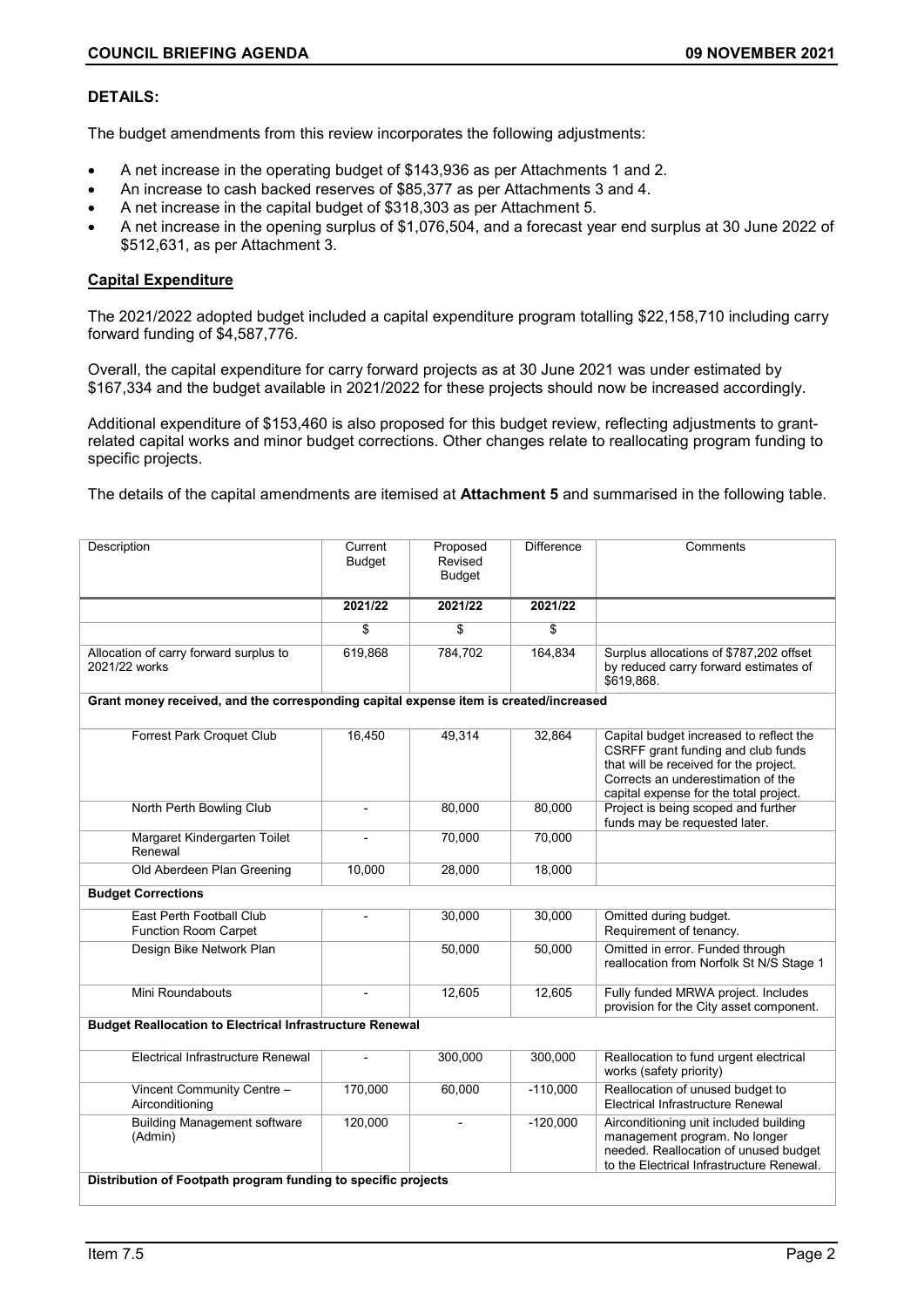**DETAILS:**

The budget amendments from this review incorporates the following adjustments:

- A net increase in the operating budget of $143,936 as per Attachments 1 and 2.
- An increase to cash backed reserves of $85,377 as per Attachments 3 and 4.
- A net increase in the capital budget of $318,303 as per Attachment 5.
- A net increase in the opening surplus of $1,076,504, and a forecast year end surplus at 30 June 2022 of $512,631, as per Attachment 3.

**Capital Expenditure**

The 2021/2022 adopted budget included a capital expenditure program totalling $22,158,710 including carry forward funding of $4,587,776.

Overall, the capital expenditure for carry forward projects as at 30 June 2021 was under estimated by $167,334 and the budget available in 2021/2022 for these projects should now be increased accordingly.

Additional expenditure of $153,460 is also proposed for this budget review, reflecting adjustments to grant-related capital works and minor budget corrections. Other changes relate to reallocating program funding to specific projects.

The details of the capital amendments are itemised at **Attachment 5** and summarised in the following table.

| Description | Current Budget | Proposed Revised Budget | Difference | Comments |
|---|---|---|---|---|
| | **2021/22** | **2021/22** | **2021/22** | |
| | $ | $ | $ | |
| Allocation of carry forward surplus to 2021/22 works | 619,868 | 784,702 | 164,834 | Surplus allocations of $787,202 offset by reduced carry forward estimates of $619,868. |
| **Grant money received, and the corresponding capital expense item is created/increased** | | | | |
| Forrest Park Croquet Club | 16,450 | 49,314 | 32,864 | Capital budget increased to reflect the CSRFF grant funding and club funds that will be received for the project. Corrects an underestimation of the capital expense for the total project. |
| North Perth Bowling Club | - | 80,000 | 80,000 | Project is being scoped and further funds may be requested later. |
| Margaret Kindergarten Toilet Renewal | - | 70,000 | 70,000 | |
| Old Aberdeen Plan Greening | 10,000 | 28,000 | 18,000 | |
| **Budget Corrections** | | | | |
| East Perth Football Club Function Room Carpet | - | 30,000 | 30,000 | Omitted during budget. Requirement of tenancy. |
| Design Bike Network Plan | | 50,000 | 50,000 | Omitted in error. Funded through reallocation from Norfolk St N/S Stage 1 |
| Mini Roundabouts | - | 12,605 | 12,605 | Fully funded MRWA project. Includes provision for the City asset component. |
| **Budget Reallocation to Electrical Infrastructure Renewal** | | | | |
| Electrical Infrastructure Renewal | - | 300,000 | 300,000 | Reallocation to fund urgent electrical works (safety priority) |
| Vincent Community Centre – Airconditioning | 170,000 | 60,000 | -110,000 | Reallocation of unused budget to Electrical Infrastructure Renewal |
| Building Management software (Admin) | 120,000 | - | -120,000 | Airconditioning unit included building management program. No longer needed. Reallocation of unused budget to the Electrical Infrastructure Renewal. |
| **Distribution of Footpath program funding to specific projects** | | | | |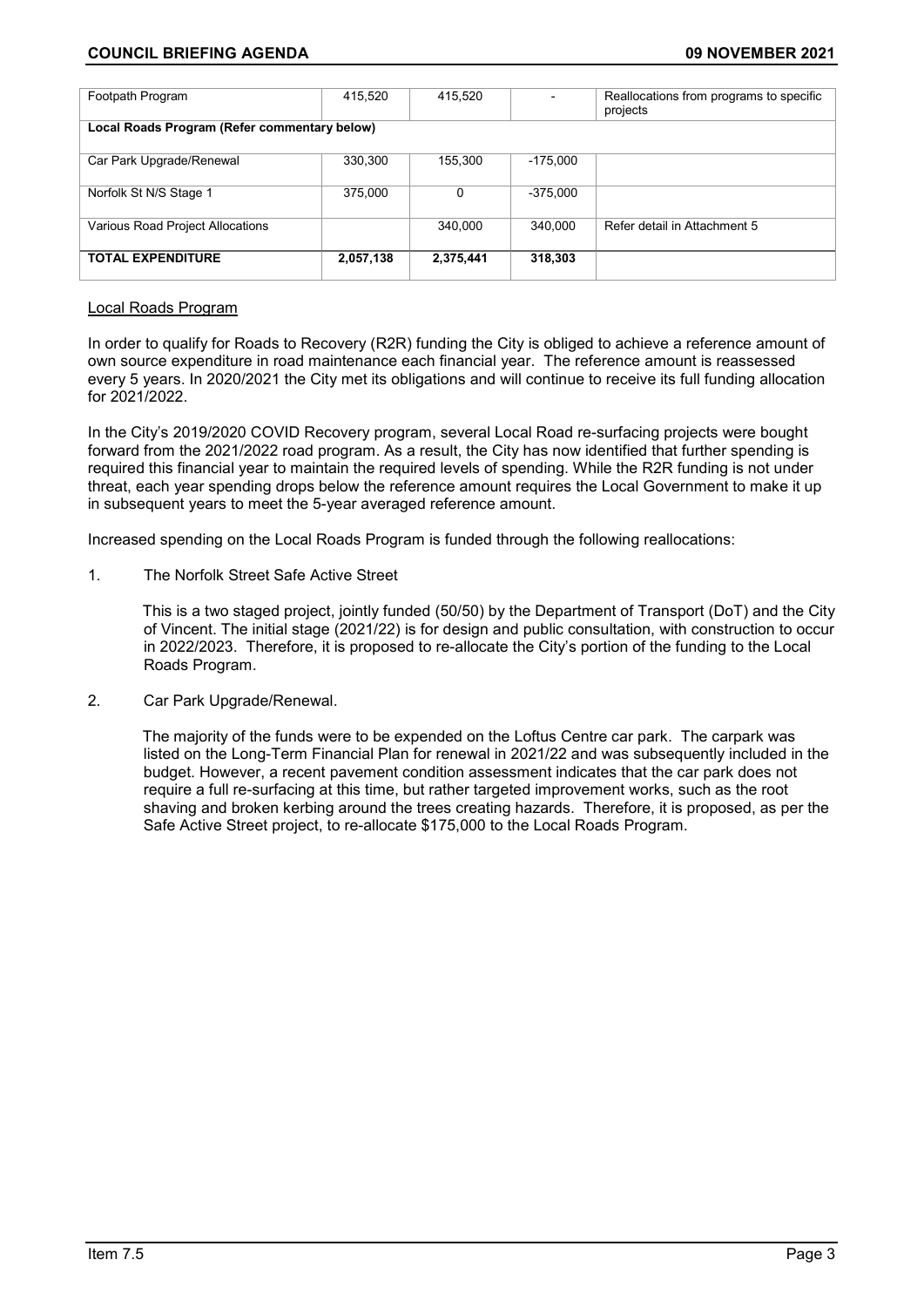| Footpath Program | 415,520 | 415,520 | - | Reallocations from programs to specific projects |
|---|---|---|---|---|
| **Local Roads Program (Refer commentary below)** | | | | |
| Car Park Upgrade/Renewal | 330,300 | 155,300 | -175,000 | |
| Norfolk St N/S Stage 1 | 375,000 | 0 | -375,000 | |
| Various Road Project Allocations | | 340,000 | 340,000 | Refer detail in Attachment 5 |
| **TOTAL EXPENDITURE** | **2,057,138** | **2,375,441** | **318,303** | |

Local Roads Program

In order to qualify for Roads to Recovery (R2R) funding the City is obliged to achieve a reference amount of own source expenditure in road maintenance each financial year. The reference amount is reassessed every 5 years. In 2020/2021 the City met its obligations and will continue to receive its full funding allocation for 2021/2022.

In the City's 2019/2020 COVID Recovery program, several Local Road re-surfacing projects were bought forward from the 2021/2022 road program. As a result, the City has now identified that further spending is required this financial year to maintain the required levels of spending. While the R2R funding is not under threat, each year spending drops below the reference amount requires the Local Government to make it up in subsequent years to meet the 5-year averaged reference amount.

Increased spending on the Local Roads Program is funded through the following reallocations:

1. The Norfolk Street Safe Active Street

   This is a two staged project, jointly funded (50/50) by the Department of Transport (DoT) and the City of Vincent. The initial stage (2021/22) is for design and public consultation, with construction to occur in 2022/2023. Therefore, it is proposed to re-allocate the City's portion of the funding to the Local Roads Program.

2. Car Park Upgrade/Renewal.

   The majority of the funds were to be expended on the Loftus Centre car park. The carpark was listed on the Long-Term Financial Plan for renewal in 2021/22 and was subsequently included in the budget. However, a recent pavement condition assessment indicates that the car park does not require a full re-surfacing at this time, but rather targeted improvement works, such as the root shaving and broken kerbing around the trees creating hazards. Therefore, it is proposed, as per the Safe Active Street project, to re-allocate $175,000 to the Local Roads Program.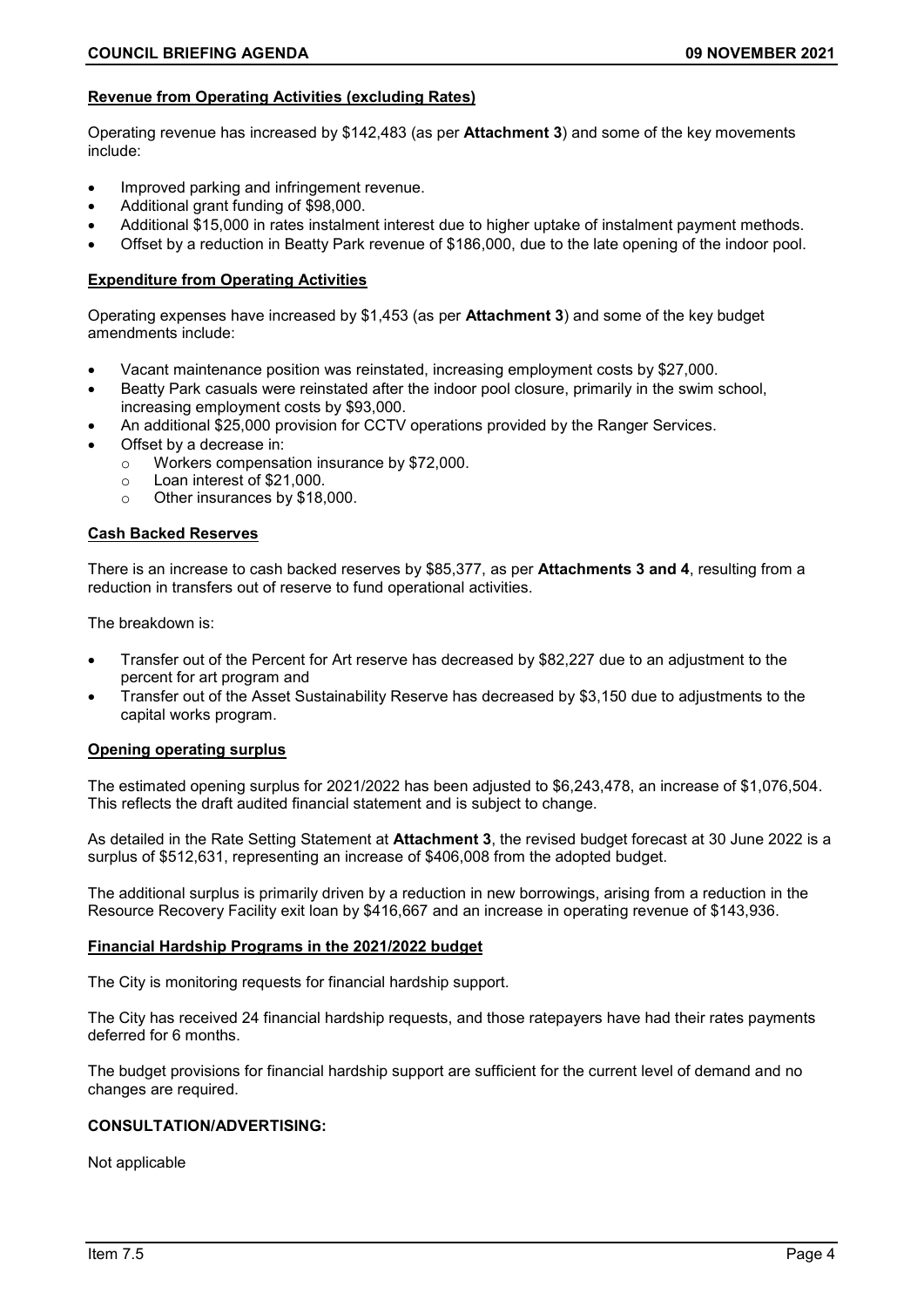**Revenue from Operating Activities (excluding Rates)**

Operating revenue has increased by $142,483 (as per **Attachment 3**) and some of the key movements include:

- Improved parking and infringement revenue.
- Additional grant funding of $98,000.
- Additional $15,000 in rates instalment interest due to higher uptake of instalment payment methods.
- Offset by a reduction in Beatty Park revenue of $186,000, due to the late opening of the indoor pool.

**Expenditure from Operating Activities**

Operating expenses have increased by $1,453 (as per **Attachment 3**) and some of the key budget amendments include:

- Vacant maintenance position was reinstated, increasing employment costs by $27,000.
- Beatty Park casuals were reinstated after the indoor pool closure, primarily in the swim school, increasing employment costs by $93,000.
- An additional $25,000 provision for CCTV operations provided by the Ranger Services.
- Offset by a decrease in:
  - Workers compensation insurance by $72,000.
  - Loan interest of $21,000.
  - Other insurances by $18,000.

**Cash Backed Reserves**

There is an increase to cash backed reserves by $85,377, as per **Attachments 3 and 4**, resulting from a reduction in transfers out of reserve to fund operational activities.

The breakdown is:

- Transfer out of the Percent for Art reserve has decreased by $82,227 due to an adjustment to the percent for art program and
- Transfer out of the Asset Sustainability Reserve has decreased by $3,150 due to adjustments to the capital works program.

**Opening operating surplus**

The estimated opening surplus for 2021/2022 has been adjusted to $6,243,478, an increase of $1,076,504. This reflects the draft audited financial statement and is subject to change.

As detailed in the Rate Setting Statement at **Attachment 3**, the revised budget forecast at 30 June 2022 is a surplus of $512,631, representing an increase of $406,008 from the adopted budget.

The additional surplus is primarily driven by a reduction in new borrowings, arising from a reduction in the Resource Recovery Facility exit loan by $416,667 and an increase in operating revenue of $143,936.

**Financial Hardship Programs in the 2021/2022 budget**

The City is monitoring requests for financial hardship support.

The City has received 24 financial hardship requests, and those ratepayers have had their rates payments deferred for 6 months.

The budget provisions for financial hardship support are sufficient for the current level of demand and no changes are required.

**CONSULTATION/ADVERTISING:**

Not applicable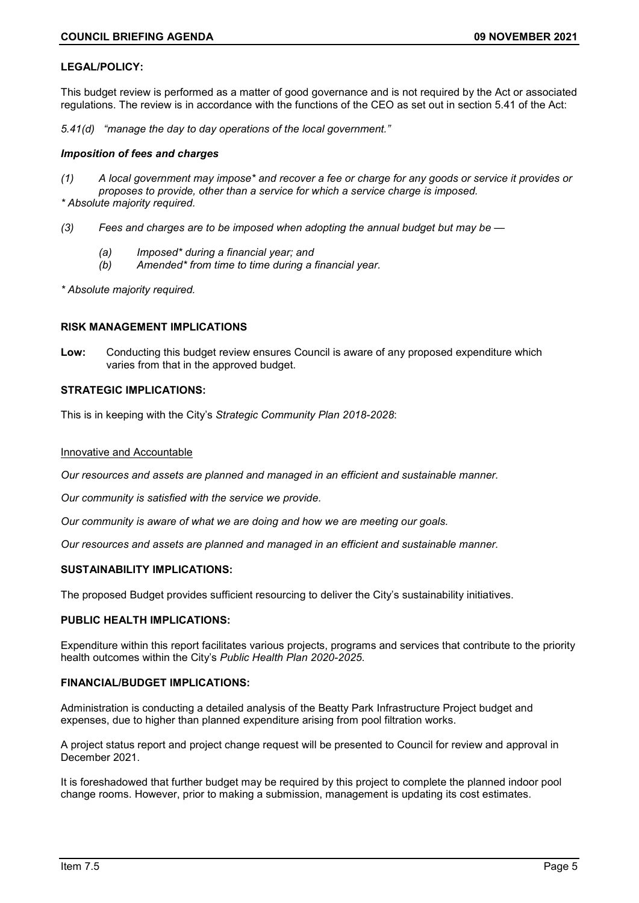**LEGAL/POLICY:**

This budget review is performed as a matter of good governance and is not required by the Act or associated regulations. The review is in accordance with the functions of the CEO as set out in section 5.41 of the Act:

*5.41(d) "manage the day to day operations of the local government."*

***Imposition of fees and charges***

*(1) A local government may impose* and recover a fee or charge for any goods or service it provides or proposes to provide, other than a service for which a service charge is imposed.*

*\* Absolute majority required.*

*(3) Fees and charges are to be imposed when adopting the annual budget but may be —*

*(a) Imposed* during a financial year; and*

*(b) Amended* from time to time during a financial year.*

*\* Absolute majority required.*

**RISK MANAGEMENT IMPLICATIONS**

**Low:** Conducting this budget review ensures Council is aware of any proposed expenditure which varies from that in the approved budget.

**STRATEGIC IMPLICATIONS:**

This is in keeping with the City's *Strategic Community Plan 2018-2028*:

Innovative and Accountable

*Our resources and assets are planned and managed in an efficient and sustainable manner.*

*Our community is satisfied with the service we provide.*

*Our community is aware of what we are doing and how we are meeting our goals.*

*Our resources and assets are planned and managed in an efficient and sustainable manner.*

**SUSTAINABILITY IMPLICATIONS:**

The proposed Budget provides sufficient resourcing to deliver the City's sustainability initiatives.

**PUBLIC HEALTH IMPLICATIONS:**

Expenditure within this report facilitates various projects, programs and services that contribute to the priority health outcomes within the City's *Public Health Plan 2020-2025*.

**FINANCIAL/BUDGET IMPLICATIONS:**

Administration is conducting a detailed analysis of the Beatty Park Infrastructure Project budget and expenses, due to higher than planned expenditure arising from pool filtration works.

A project status report and project change request will be presented to Council for review and approval in December 2021.

It is foreshadowed that further budget may be required by this project to complete the planned indoor pool change rooms. However, prior to making a submission, management is updating its cost estimates.